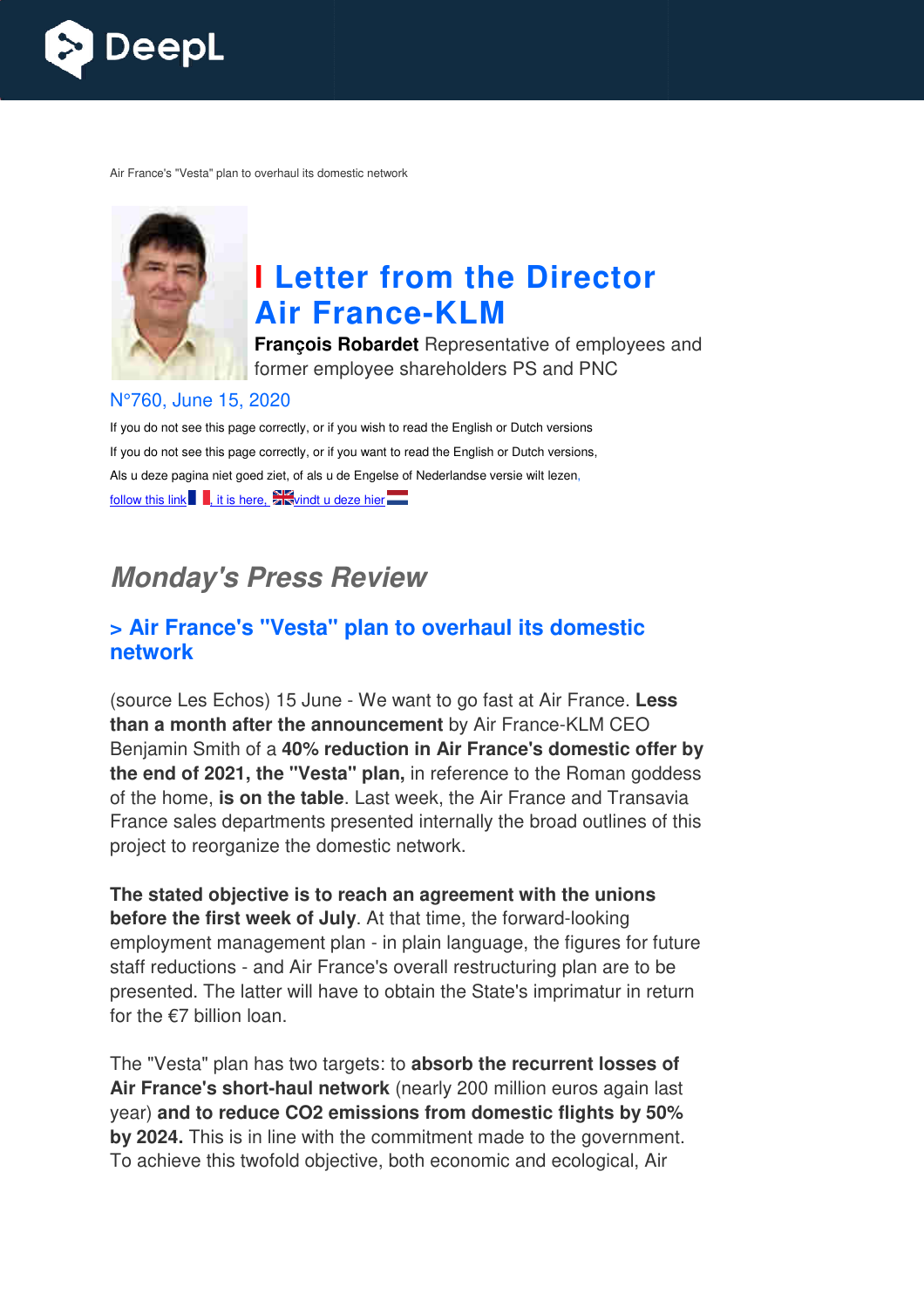Air France's "Vesta" plan to overhaul its domestic network

# Letter from the Director Air France-KLM

**François Robardet** Representative of employees and former employee shareholders PS and PNC

N°760, June 15, 2020

If you do not see this page correctly, or if you wish to read the English or Dutch versions

If you do not see this page correctly, or if you want to read the English or Dutch versions,

Als u deze pagina niet goed ziet, of als u de Engelse of Nederlandse versie wilt lezen,

follow this link, it is here, vindt u deze hier

## *Monday's Press Review*

### > Air France's "Vesta" plan to overhaul its domestic network

(source Les Echos) 15 June - We want to go fast at Air France. **Less than a month after the announcement** by Air France-KLM CEO Benjamin Smith of a **40% reduction in Air France's domestic offer by the end of 2021, the "Vesta" plan,** in reference to the Roman goddess of the home, **is on the table**. Last week, the Air France and Transavia France sales departments presented internally the broad outlines of this project to reorganize the domestic network.

**The stated objective is to reach an agreement with the unions before the first week of July**. At that time, the forward-looking employment management plan - in plain language, the figures for future staff reductions - and Air France's overall restructuring plan are to be presented. The latter will have to obtain the State's imprimatur in return for the €7 billion loan.

The "Vesta" plan has two targets: to **absorb the recurrent losses of Air France's short-haul network** (nearly 200 million euros again last year) **and to reduce CO2 emissions from domestic flights by 50% by 2024.** This is in line with the commitment made to the government. To achieve this twofold objective, both economic and ecological, Air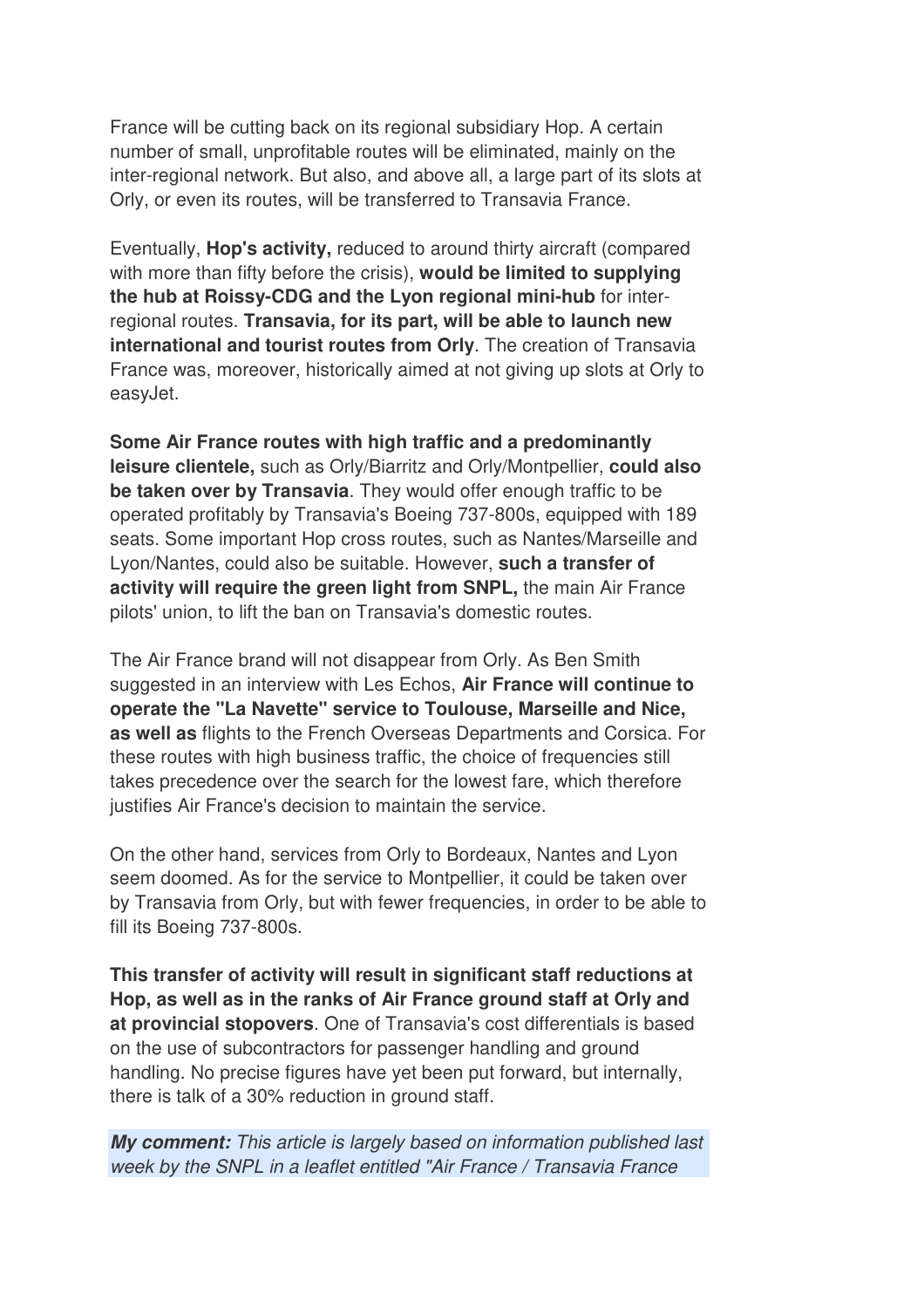France will be cutting back on its regional subsidiary Hop. A certain number of small, unprofitable routes will be eliminated, mainly on the inter-regional network. But also, and above all, a large part of its slots at Orly, or even its routes, will be transferred to Transavia France.

Eventually, **Hop's activity,** reduced to around thirty aircraft (compared with more than fifty before the crisis), **would be limited to supplying the hub at Roissy-CDG and the Lyon regional mini-hub** for inter-regional routes. **Transavia, for its part, will be able to launch new international and tourist routes from Orly**. The creation of Transavia France was, moreover, historically aimed at not giving up slots at Orly to easyJet.

**Some Air France routes with high traffic and a predominantly leisure clientele,** such as Orly/Biarritz and Orly/Montpellier, **could also be taken over by Transavia**. They would offer enough traffic to be operated profitably by Transavia's Boeing 737-800s, equipped with 189 seats. Some important Hop cross routes, such as Nantes/Marseille and Lyon/Nantes, could also be suitable. However, **such a transfer of activity will require the green light from SNPL,** the main Air France pilots' union, to lift the ban on Transavia's domestic routes.

The Air France brand will not disappear from Orly. As Ben Smith suggested in an interview with Les Echos, **Air France will continue to operate the "La Navette" service to Toulouse, Marseille and Nice, as well as** flights to the French Overseas Departments and Corsica. For these routes with high business traffic, the choice of frequencies still takes precedence over the search for the lowest fare, which therefore justifies Air France's decision to maintain the service.

On the other hand, services from Orly to Bordeaux, Nantes and Lyon seem doomed. As for the service to Montpellier, it could be taken over by Transavia from Orly, but with fewer frequencies, in order to be able to fill its Boeing 737-800s.

**This transfer of activity will result in significant staff reductions at Hop, as well as in the ranks of Air France ground staff at Orly and at provincial stopovers**. One of Transavia's cost differentials is based on the use of subcontractors for passenger handling and ground handling. No precise figures have yet been put forward, but internally, there is talk of a 30% reduction in ground staff.

***My comment:*** *This article is largely based on information published last week by the SNPL in a leaflet entitled "Air France / Transavia France*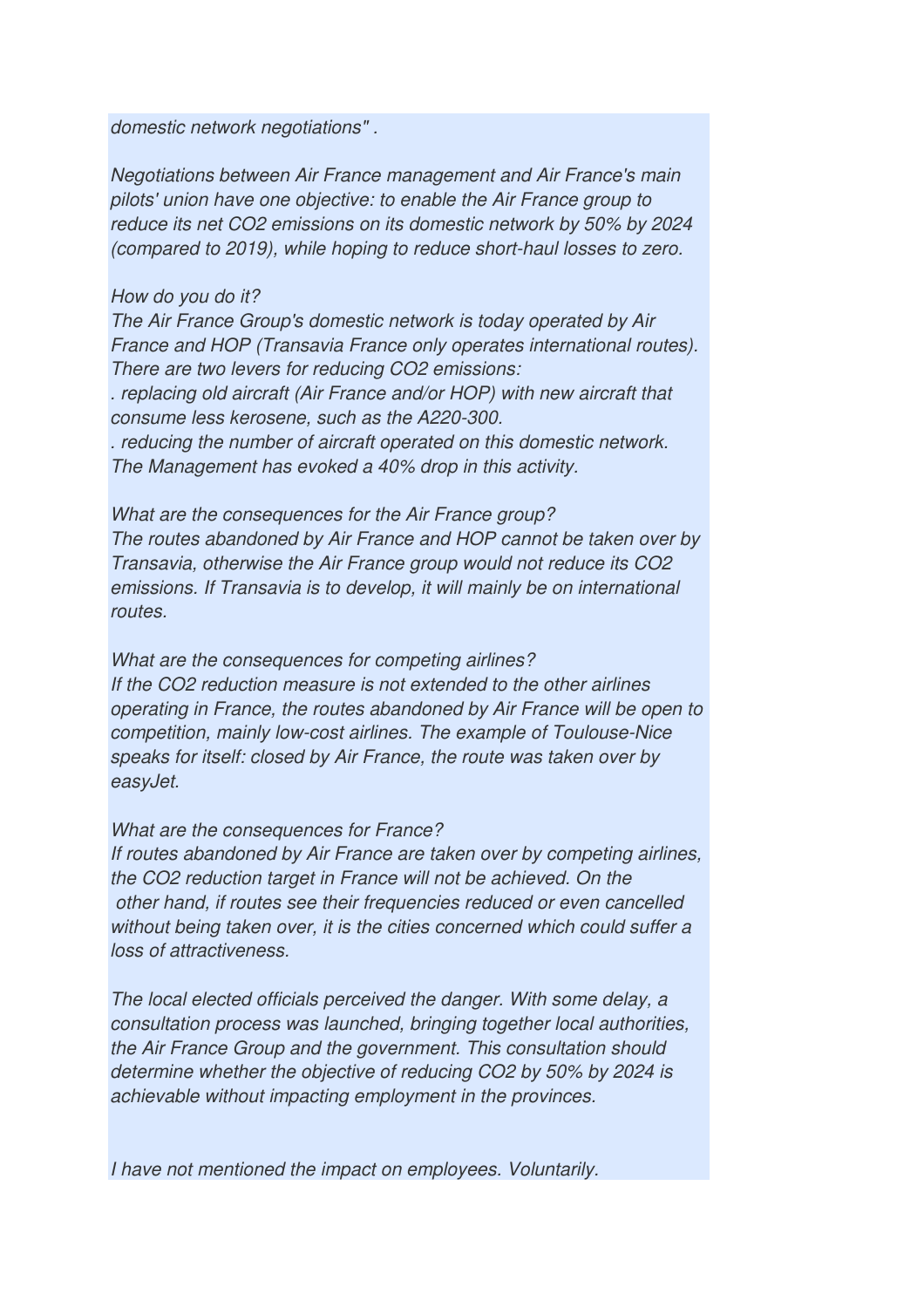*domestic network negotiations" .*

*Negotiations between Air France management and Air France's main pilots' union have one objective: to enable the Air France group to reduce its net $CO_2$ emissions on its domestic network by 50% by 2024 (compared to 2019), while hoping to reduce short-haul losses to zero.*

*How do you do it?*
*The Air France Group's domestic network is today operated by Air France and HOP (Transavia France only operates international routes). There are two levers for reducing $CO_2$ emissions:*
*. replacing old aircraft (Air France and/or HOP) with new aircraft that consume less kerosene, such as the A220-300.*
*. reducing the number of aircraft operated on this domestic network. The Management has evoked a 40% drop in this activity.*

*What are the consequences for the Air France group?*
*The routes abandoned by Air France and HOP cannot be taken over by Transavia, otherwise the Air France group would not reduce its $CO_2$ emissions. If Transavia is to develop, it will mainly be on international routes.*

*What are the consequences for competing airlines?*
*If the $CO_2$ reduction measure is not extended to the other airlines operating in France, the routes abandoned by Air France will be open to competition, mainly low-cost airlines. The example of Toulouse-Nice speaks for itself: closed by Air France, the route was taken over by easyJet.*

*What are the consequences for France?*
*If routes abandoned by Air France are taken over by competing airlines, the $CO_2$ reduction target in France will not be achieved. On the other hand, if routes see their frequencies reduced or even cancelled without being taken over, it is the cities concerned which could suffer a loss of attractiveness.*

*The local elected officials perceived the danger. With some delay, a consultation process was launched, bringing together local authorities, the Air France Group and the government. This consultation should determine whether the objective of reducing $CO_2$ by 50% by 2024 is achievable without impacting employment in the provinces.*

*I have not mentioned the impact on employees. Voluntarily.*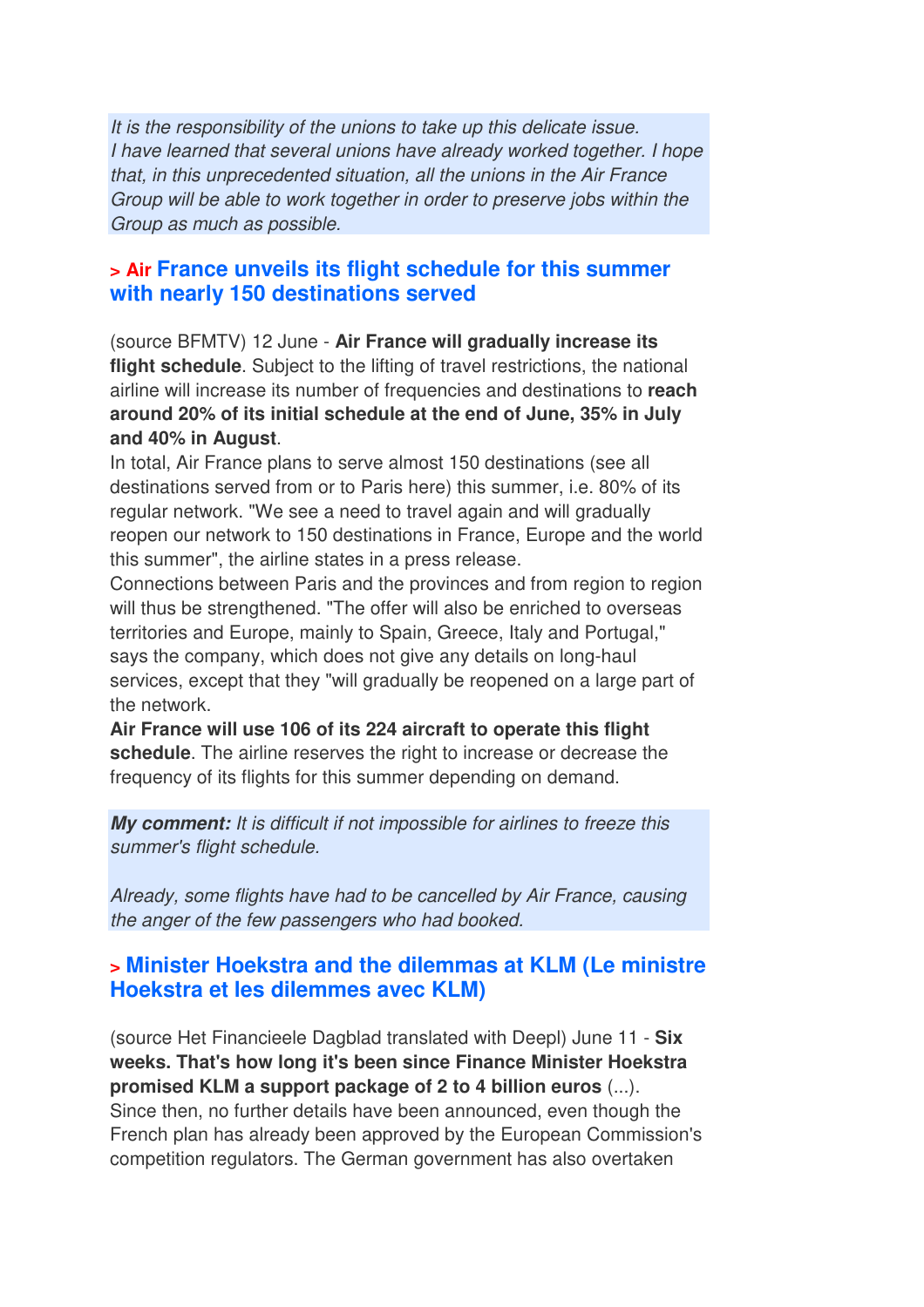*It is the responsibility of the unions to take up this delicate issue. I have learned that several unions have already worked together. I hope that, in this unprecedented situation, all the unions in the Air France Group will be able to work together in order to preserve jobs within the Group as much as possible.*

## > Air France unveils its flight schedule for this summer with nearly 150 destinations served

(source BFMTV) 12 June - **Air France will gradually increase its flight schedule**. Subject to the lifting of travel restrictions, the national airline will increase its number of frequencies and destinations to **reach around 20% of its initial schedule at the end of June, 35% in July and 40% in August**.

In total, Air France plans to serve almost 150 destinations (see all destinations served from or to Paris here) this summer, i.e. 80% of its regular network. "We see a need to travel again and will gradually reopen our network to 150 destinations in France, Europe and the world this summer", the airline states in a press release.

Connections between Paris and the provinces and from region to region will thus be strengthened. "The offer will also be enriched to overseas territories and Europe, mainly to Spain, Greece, Italy and Portugal," says the company, which does not give any details on long-haul services, except that they "will gradually be reopened on a large part of the network.

**Air France will use 106 of its 224 aircraft to operate this flight schedule**. The airline reserves the right to increase or decrease the frequency of its flights for this summer depending on demand.

***My comment:*** *It is difficult if not impossible for airlines to freeze this summer's flight schedule.*

*Already, some flights have had to be cancelled by Air France, causing the anger of the few passengers who had booked.*

## > Minister Hoekstra and the dilemmas at KLM (Le ministre Hoekstra et les dilemmes avec KLM)

(source Het Financieele Dagblad translated with Deepl) June 11 - **Six weeks. That's how long it's been since Finance Minister Hoekstra promised KLM a support package of 2 to 4 billion euros** (...). Since then, no further details have been announced, even though the French plan has already been approved by the European Commission's competition regulators. The German government has also overtaken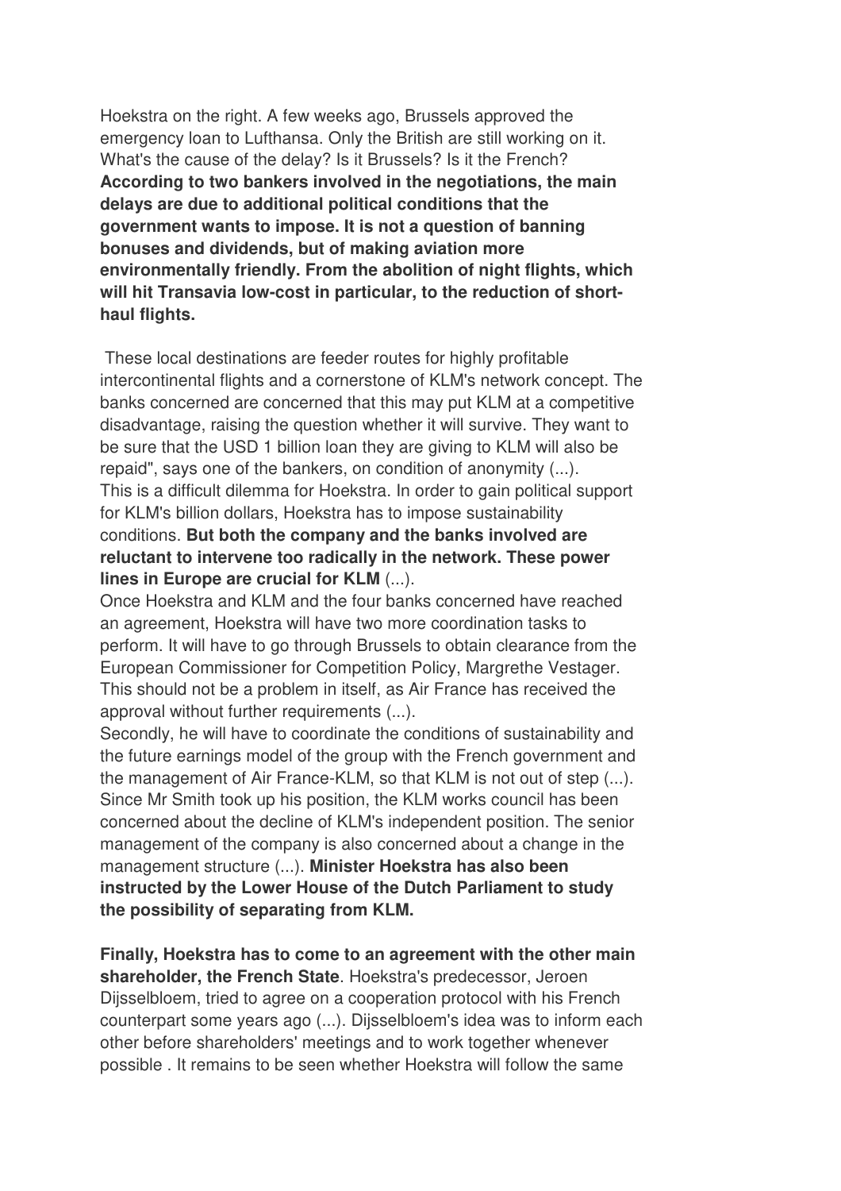Hoekstra on the right. A few weeks ago, Brussels approved the emergency loan to Lufthansa. Only the British are still working on it. What's the cause of the delay? Is it Brussels? Is it the French? **According to two bankers involved in the negotiations, the main delays are due to additional political conditions that the government wants to impose. It is not a question of banning bonuses and dividends, but of making aviation more environmentally friendly. From the abolition of night flights, which will hit Transavia low-cost in particular, to the reduction of short-haul flights.**

These local destinations are feeder routes for highly profitable intercontinental flights and a cornerstone of KLM's network concept. The banks concerned are concerned that this may put KLM at a competitive disadvantage, raising the question whether it will survive. They want to be sure that the USD 1 billion loan they are giving to KLM will also be repaid", says one of the bankers, on condition of anonymity (...).
This is a difficult dilemma for Hoekstra. In order to gain political support for KLM's billion dollars, Hoekstra has to impose sustainability conditions. **But both the company and the banks involved are reluctant to intervene too radically in the network. These power lines in Europe are crucial for KLM** (...).
Once Hoekstra and KLM and the four banks concerned have reached an agreement, Hoekstra will have two more coordination tasks to perform. It will have to go through Brussels to obtain clearance from the European Commissioner for Competition Policy, Margrethe Vestager. This should not be a problem in itself, as Air France has received the approval without further requirements (...).
Secondly, he will have to coordinate the conditions of sustainability and the future earnings model of the group with the French government and the management of Air France-KLM, so that KLM is not out of step (...). Since Mr Smith took up his position, the KLM works council has been concerned about the decline of KLM's independent position. The senior management of the company is also concerned about a change in the management structure (...). **Minister Hoekstra has also been instructed by the Lower House of the Dutch Parliament to study the possibility of separating from KLM.**

**Finally, Hoekstra has to come to an agreement with the other main shareholder, the French State**. Hoekstra's predecessor, Jeroen Dijsselbloem, tried to agree on a cooperation protocol with his French counterpart some years ago (...). Dijsselbloem's idea was to inform each other before shareholders' meetings and to work together whenever possible . It remains to be seen whether Hoekstra will follow the same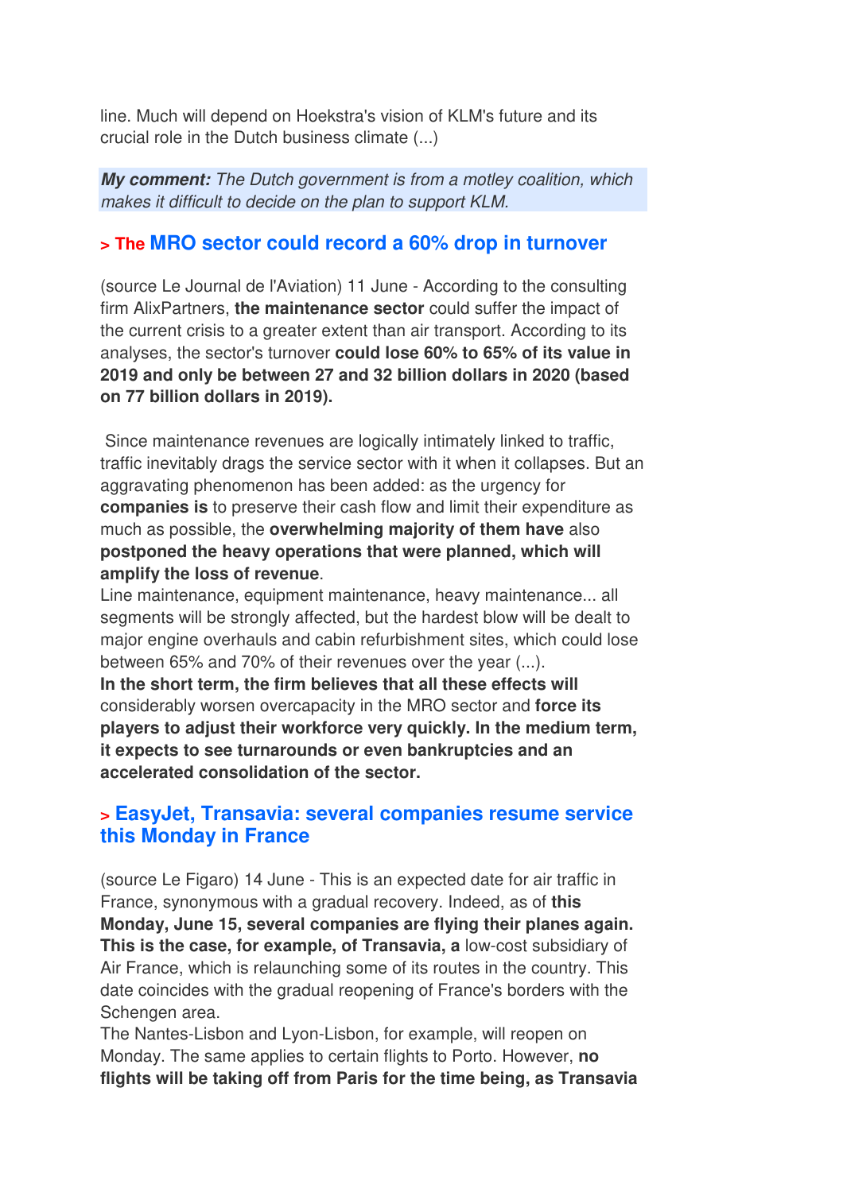line. Much will depend on Hoekstra's vision of KLM's future and its crucial role in the Dutch business climate (...)

***My comment:*** *The Dutch government is from a motley coalition, which makes it difficult to decide on the plan to support KLM.*

### > The MRO sector could record a 60% drop in turnover

(source Le Journal de l'Aviation) 11 June - According to the consulting firm AlixPartners, **the maintenance sector** could suffer the impact of the current crisis to a greater extent than air transport. According to its analyses, the sector's turnover **could lose 60% to 65% of its value in 2019 and only be between 27 and 32 billion dollars in 2020 (based on 77 billion dollars in 2019).**

Since maintenance revenues are logically intimately linked to traffic, traffic inevitably drags the service sector with it when it collapses. But an aggravating phenomenon has been added: as the urgency for **companies is** to preserve their cash flow and limit their expenditure as much as possible, the **overwhelming majority of them have** also **postponed the heavy operations that were planned, which will amplify the loss of revenue**.

Line maintenance, equipment maintenance, heavy maintenance... all segments will be strongly affected, but the hardest blow will be dealt to major engine overhauls and cabin refurbishment sites, which could lose between 65% and 70% of their revenues over the year (...).

**In the short term, the firm believes that all these effects will** considerably worsen overcapacity in the MRO sector and **force its players to adjust their workforce very quickly. In the medium term, it expects to see turnarounds or even bankruptcies and an accelerated consolidation of the sector.**

### > EasyJet, Transavia: several companies resume service this Monday in France

(source Le Figaro) 14 June - This is an expected date for air traffic in France, synonymous with a gradual recovery. Indeed, as of **this Monday, June 15, several companies are flying their planes again. This is the case, for example, of Transavia, a** low-cost subsidiary of Air France, which is relaunching some of its routes in the country. This date coincides with the gradual reopening of France's borders with the Schengen area.

The Nantes-Lisbon and Lyon-Lisbon, for example, will reopen on Monday. The same applies to certain flights to Porto. However, **no flights will be taking off from Paris for the time being, as Transavia**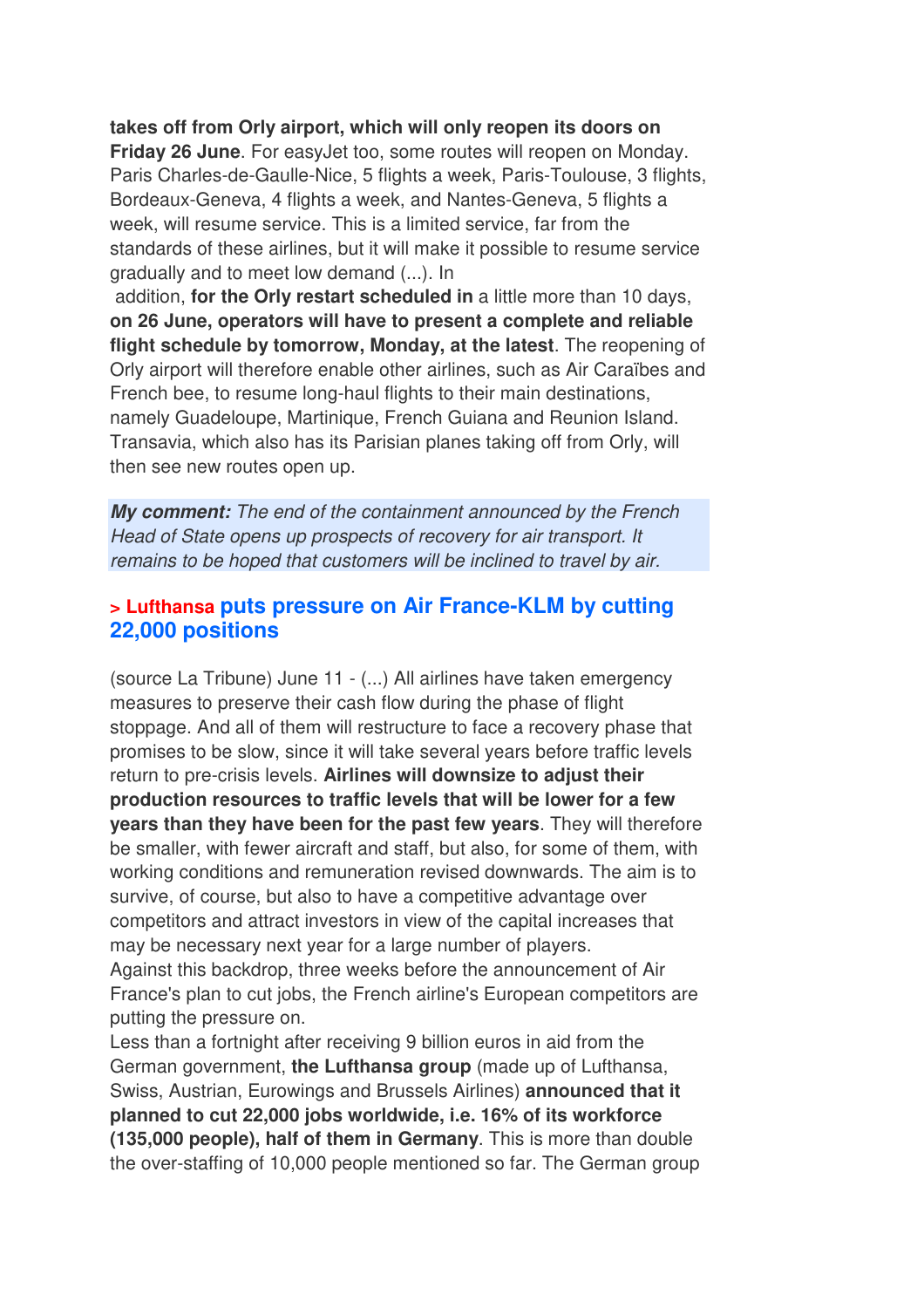**takes off from Orly airport, which will only reopen its doors on Friday 26 June**. For easyJet too, some routes will reopen on Monday. Paris Charles-de-Gaulle-Nice, 5 flights a week, Paris-Toulouse, 3 flights, Bordeaux-Geneva, 4 flights a week, and Nantes-Geneva, 5 flights a week, will resume service. This is a limited service, far from the standards of these airlines, but it will make it possible to resume service gradually and to meet low demand (...). In addition, **for the Orly restart scheduled in** a little more than 10 days, **on 26 June, operators will have to present a complete and reliable flight schedule by tomorrow, Monday, at the latest**. The reopening of Orly airport will therefore enable other airlines, such as Air Caraïbes and French bee, to resume long-haul flights to their main destinations, namely Guadeloupe, Martinique, French Guiana and Reunion Island. Transavia, which also has its Parisian planes taking off from Orly, will then see new routes open up.

***My comment:*** *The end of the containment announced by the French Head of State opens up prospects of recovery for air transport. It remains to be hoped that customers will be inclined to travel by air.*

### > Lufthansa puts pressure on Air France-KLM by cutting 22,000 positions

(source La Tribune) June 11 - (...) All airlines have taken emergency measures to preserve their cash flow during the phase of flight stoppage. And all of them will restructure to face a recovery phase that promises to be slow, since it will take several years before traffic levels return to pre-crisis levels. **Airlines will downsize to adjust their production resources to traffic levels that will be lower for a few years than they have been for the past few years**. They will therefore be smaller, with fewer aircraft and staff, but also, for some of them, with working conditions and remuneration revised downwards. The aim is to survive, of course, but also to have a competitive advantage over competitors and attract investors in view of the capital increases that may be necessary next year for a large number of players.
Against this backdrop, three weeks before the announcement of Air France's plan to cut jobs, the French airline's European competitors are putting the pressure on.
Less than a fortnight after receiving 9 billion euros in aid from the German government, **the Lufthansa group** (made up of Lufthansa, Swiss, Austrian, Eurowings and Brussels Airlines) **announced that it planned to cut 22,000 jobs worldwide, i.e. 16% of its workforce (135,000 people), half of them in Germany**. This is more than double the over-staffing of 10,000 people mentioned so far. The German group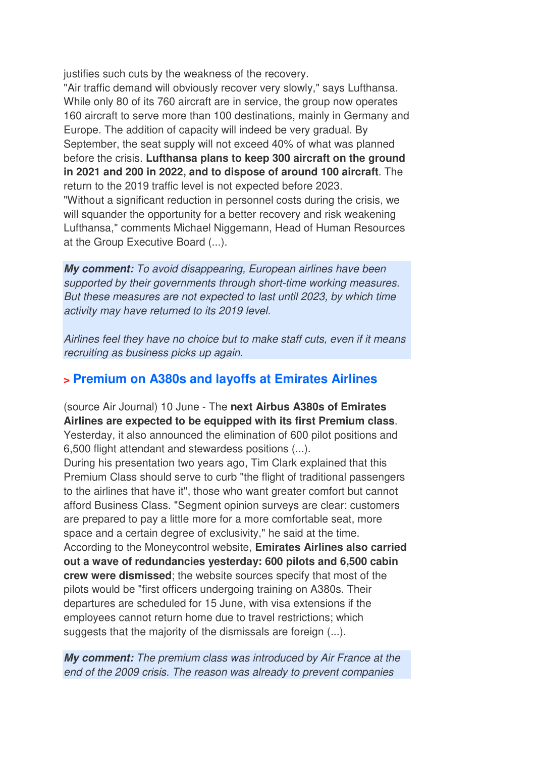justifies such cuts by the weakness of the recovery.
"Air traffic demand will obviously recover very slowly," says Lufthansa. While only 80 of its 760 aircraft are in service, the group now operates 160 aircraft to serve more than 100 destinations, mainly in Germany and Europe. The addition of capacity will indeed be very gradual. By September, the seat supply will not exceed 40% of what was planned before the crisis. **Lufthansa plans to keep 300 aircraft on the ground in 2021 and 200 in 2022, and to dispose of around 100 aircraft**. The return to the 2019 traffic level is not expected before 2023.
"Without a significant reduction in personnel costs during the crisis, we will squander the opportunity for a better recovery and risk weakening Lufthansa," comments Michael Niggemann, Head of Human Resources at the Group Executive Board (...).

***My comment:*** *To avoid disappearing, European airlines have been supported by their governments through short-time working measures. But these measures are not expected to last until 2023, by which time activity may have returned to its 2019 level.*

*Airlines feel they have no choice but to make staff cuts, even if it means recruiting as business picks up again.*

## > Premium on A380s and layoffs at Emirates Airlines

(source Air Journal) 10 June - The **next Airbus A380s of Emirates Airlines are expected to be equipped with its first Premium class**. Yesterday, it also announced the elimination of 600 pilot positions and 6,500 flight attendant and stewardess positions (...).
During his presentation two years ago, Tim Clark explained that this Premium Class should serve to curb "the flight of traditional passengers to the airlines that have it", those who want greater comfort but cannot afford Business Class. "Segment opinion surveys are clear: customers are prepared to pay a little more for a more comfortable seat, more space and a certain degree of exclusivity," he said at the time.
According to the Moneycontrol website, **Emirates Airlines also carried out a wave of redundancies yesterday: 600 pilots and 6,500 cabin crew were dismissed**; the website sources specify that most of the pilots would be "first officers undergoing training on A380s. Their departures are scheduled for 15 June, with visa extensions if the employees cannot return home due to travel restrictions; which suggests that the majority of the dismissals are foreign (...).

***My comment:*** *The premium class was introduced by Air France at the end of the 2009 crisis. The reason was already to prevent companies*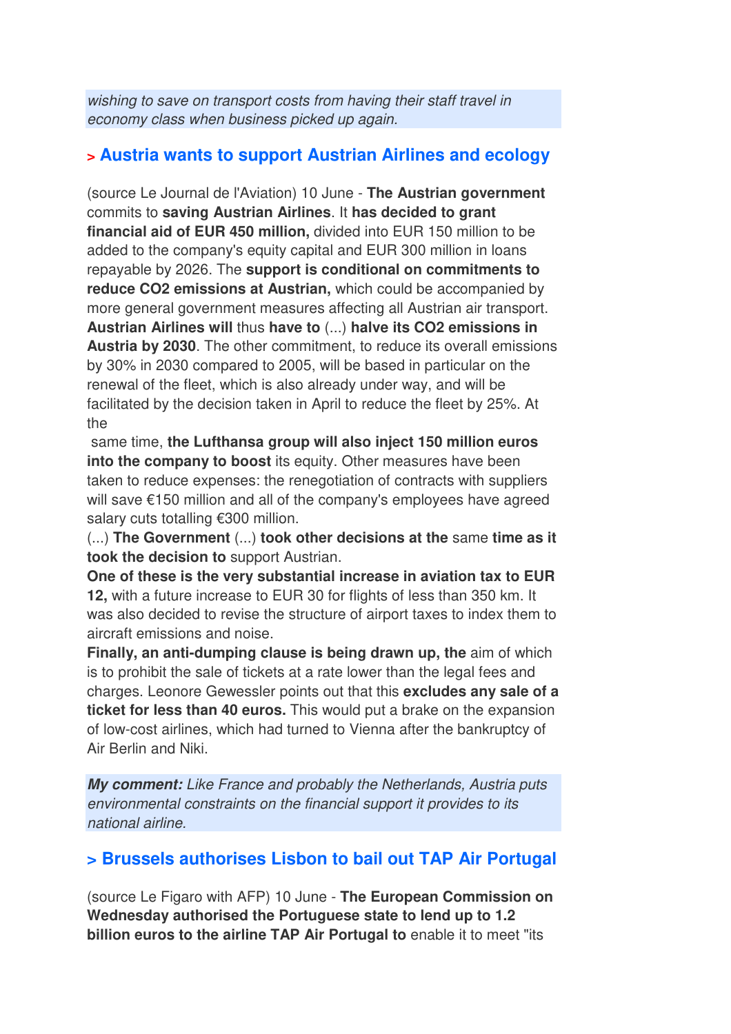*wishing to save on transport costs from having their staff travel in economy class when business picked up again.*

## > Austria wants to support Austrian Airlines and ecology

(source Le Journal de l'Aviation) 10 June - **The Austrian government** commits to **saving Austrian Airlines**. It **has decided to grant financial aid of EUR 450 million,** divided into EUR 150 million to be added to the company's equity capital and EUR 300 million in loans repayable by 2026. The **support is conditional on commitments to reduce CO2 emissions at Austrian,** which could be accompanied by more general government measures affecting all Austrian air transport. **Austrian Airlines will** thus **have to** (...) **halve its CO2 emissions in Austria by 2030**. The other commitment, to reduce its overall emissions by 30% in 2030 compared to 2005, will be based in particular on the renewal of the fleet, which is also already under way, and will be facilitated by the decision taken in April to reduce the fleet by 25%. At the same time, **the Lufthansa group will also inject 150 million euros into the company to boost** its equity. Other measures have been taken to reduce expenses: the renegotiation of contracts with suppliers will save €150 million and all of the company's employees have agreed salary cuts totalling €300 million.

(...) **The Government** (...) **took other decisions at the** same **time as it took the decision to** support Austrian.

**One of these is the very substantial increase in aviation tax to EUR 12,** with a future increase to EUR 30 for flights of less than 350 km. It was also decided to revise the structure of airport taxes to index them to aircraft emissions and noise.

**Finally, an anti-dumping clause is being drawn up, the** aim of which is to prohibit the sale of tickets at a rate lower than the legal fees and charges. Leonore Gewessler points out that this **excludes any sale of a ticket for less than 40 euros.** This would put a brake on the expansion of low-cost airlines, which had turned to Vienna after the bankruptcy of Air Berlin and Niki.

***My comment:*** *Like France and probably the Netherlands, Austria puts environmental constraints on the financial support it provides to its national airline.*

## > Brussels authorises Lisbon to bail out TAP Air Portugal

(source Le Figaro with AFP) 10 June - **The European Commission on Wednesday authorised the Portuguese state to lend up to 1.2 billion euros to the airline TAP Air Portugal to** enable it to meet "its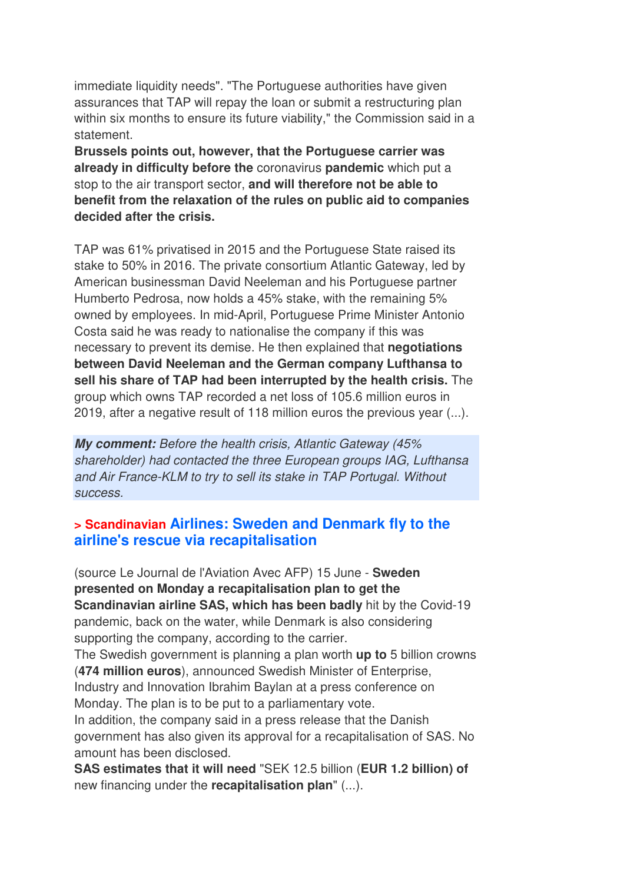immediate liquidity needs". "The Portuguese authorities have given assurances that TAP will repay the loan or submit a restructuring plan within six months to ensure its future viability," the Commission said in a statement.

**Brussels points out, however, that the Portuguese carrier was already in difficulty before the** coronavirus **pandemic** which put a stop to the air transport sector, **and will therefore not be able to benefit from the relaxation of the rules on public aid to companies decided after the crisis.**

TAP was 61% privatised in 2015 and the Portuguese State raised its stake to 50% in 2016. The private consortium Atlantic Gateway, led by American businessman David Neeleman and his Portuguese partner Humberto Pedrosa, now holds a 45% stake, with the remaining 5% owned by employees. In mid-April, Portuguese Prime Minister Antonio Costa said he was ready to nationalise the company if this was necessary to prevent its demise. He then explained that **negotiations between David Neeleman and the German company Lufthansa to sell his share of TAP had been interrupted by the health crisis.** The group which owns TAP recorded a net loss of 105.6 million euros in 2019, after a negative result of 118 million euros the previous year (...).

***My comment:*** *Before the health crisis, Atlantic Gateway (45% shareholder) had contacted the three European groups IAG, Lufthansa and Air France-KLM to try to sell its stake in TAP Portugal. Without success.*

## > Scandinavian Airlines: Sweden and Denmark fly to the airline's rescue via recapitalisation

(source Le Journal de l'Aviation Avec AFP) 15 June - **Sweden presented on Monday a recapitalisation plan to get the Scandinavian airline SAS, which has been badly** hit by the Covid-19 pandemic, back on the water, while Denmark is also considering supporting the company, according to the carrier.

The Swedish government is planning a plan worth **up to** 5 billion crowns (**474 million euros**), announced Swedish Minister of Enterprise, Industry and Innovation Ibrahim Baylan at a press conference on Monday. The plan is to be put to a parliamentary vote.

In addition, the company said in a press release that the Danish government has also given its approval for a recapitalisation of SAS. No amount has been disclosed.

**SAS estimates that it will need** "SEK 12.5 billion (**EUR 1.2 billion) of** new financing under the **recapitalisation plan**" (...).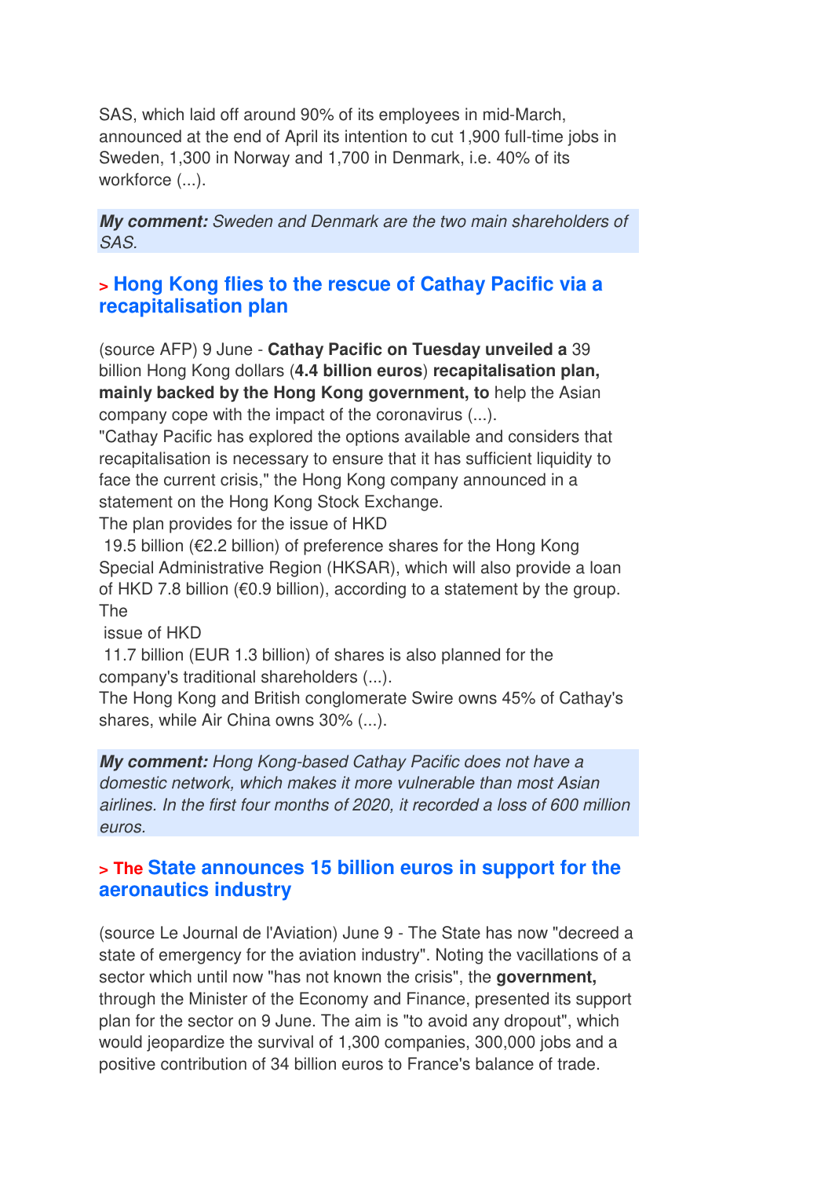SAS, which laid off around 90% of its employees in mid-March, announced at the end of April its intention to cut 1,900 full-time jobs in Sweden, 1,300 in Norway and 1,700 in Denmark, i.e. 40% of its workforce (...).

***My comment:*** *Sweden and Denmark are the two main shareholders of SAS.*

## > Hong Kong flies to the rescue of Cathay Pacific via a recapitalisation plan

(source AFP) 9 June - **Cathay Pacific on Tuesday unveiled a** 39 billion Hong Kong dollars (**4.4 billion euros**) **recapitalisation plan, mainly backed by the Hong Kong government, to** help the Asian company cope with the impact of the coronavirus (...).

"Cathay Pacific has explored the options available and considers that recapitalisation is necessary to ensure that it has sufficient liquidity to face the current crisis," the Hong Kong company announced in a statement on the Hong Kong Stock Exchange.

The plan provides for the issue of HKD 19.5 billion (€2.2 billion) of preference shares for the Hong Kong Special Administrative Region (HKSAR), which will also provide a loan of HKD 7.8 billion (€0.9 billion), according to a statement by the group. The issue of HKD 11.7 billion (EUR 1.3 billion) of shares is also planned for the company's traditional shareholders (...).

The Hong Kong and British conglomerate Swire owns 45% of Cathay's shares, while Air China owns 30% (...).

***My comment:*** *Hong Kong-based Cathay Pacific does not have a domestic network, which makes it more vulnerable than most Asian airlines. In the first four months of 2020, it recorded a loss of 600 million euros.*

## > The State announces 15 billion euros in support for the aeronautics industry

(source Le Journal de l'Aviation) June 9 - The State has now "decreed a state of emergency for the aviation industry". Noting the vacillations of a sector which until now "has not known the crisis", the **government,** through the Minister of the Economy and Finance, presented its support plan for the sector on 9 June. The aim is "to avoid any dropout", which would jeopardize the survival of 1,300 companies, 300,000 jobs and a positive contribution of 34 billion euros to France's balance of trade.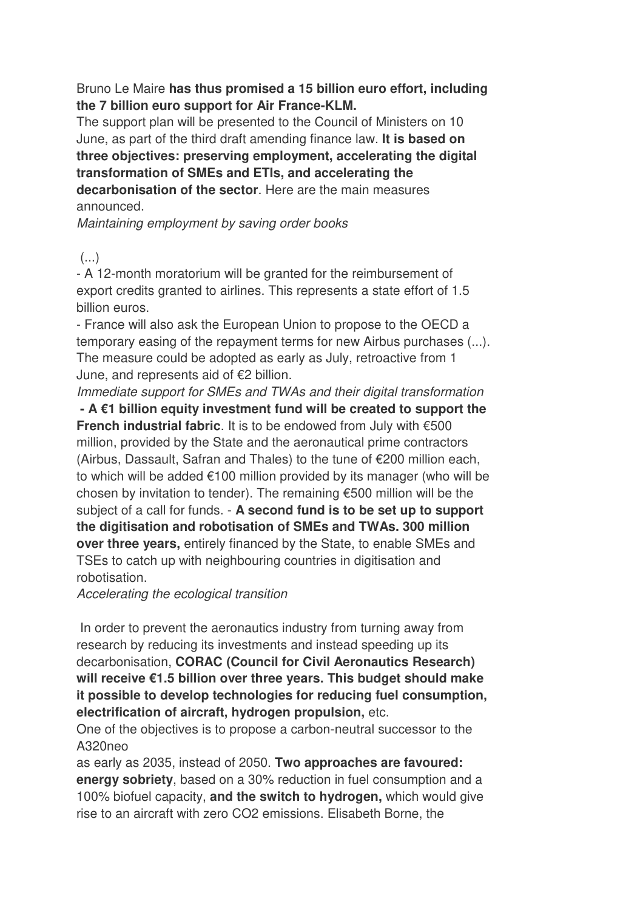Bruno Le Maire **has thus promised a 15 billion euro effort, including the 7 billion euro support for Air France-KLM.**

The support plan will be presented to the Council of Ministers on 10 June, as part of the third draft amending finance law. **It is based on three objectives: preserving employment, accelerating the digital transformation of SMEs and ETIs, and accelerating the decarbonisation of the sector**. Here are the main measures announced.

*Maintaining employment by saving order books*

(...)

- A 12-month moratorium will be granted for the reimbursement of export credits granted to airlines. This represents a state effort of 1.5 billion euros.
- France will also ask the European Union to propose to the OECD a temporary easing of the repayment terms for new Airbus purchases (...). The measure could be adopted as early as July, retroactive from 1 June, and represents aid of €2 billion.

*Immediate support for SMEs and TWAs and their digital transformation*

- **A €1 billion equity investment fund will be created to support the French industrial fabric**. It is to be endowed from July with €500 million, provided by the State and the aeronautical prime contractors (Airbus, Dassault, Safran and Thales) to the tune of €200 million each, to which will be added €100 million provided by its manager (who will be chosen by invitation to tender). The remaining €500 million will be the subject of a call for funds. - **A second fund is to be set up to support the digitisation and robotisation of SMEs and TWAs. 300 million over three years,** entirely financed by the State, to enable SMEs and TSEs to catch up with neighbouring countries in digitisation and robotisation.

*Accelerating the ecological transition*

In order to prevent the aeronautics industry from turning away from research by reducing its investments and instead speeding up its decarbonisation, **CORAC (Council for Civil Aeronautics Research) will receive €1.5 billion over three years. This budget should make it possible to develop technologies for reducing fuel consumption, electrification of aircraft, hydrogen propulsion,** etc.

One of the objectives is to propose a carbon-neutral successor to the A320neo as early as 2035, instead of 2050. **Two approaches are favoured: energy sobriety**, based on a 30% reduction in fuel consumption and a 100% biofuel capacity, **and the switch to hydrogen,** which would give rise to an aircraft with zero $CO_2$ emissions. Elisabeth Borne, the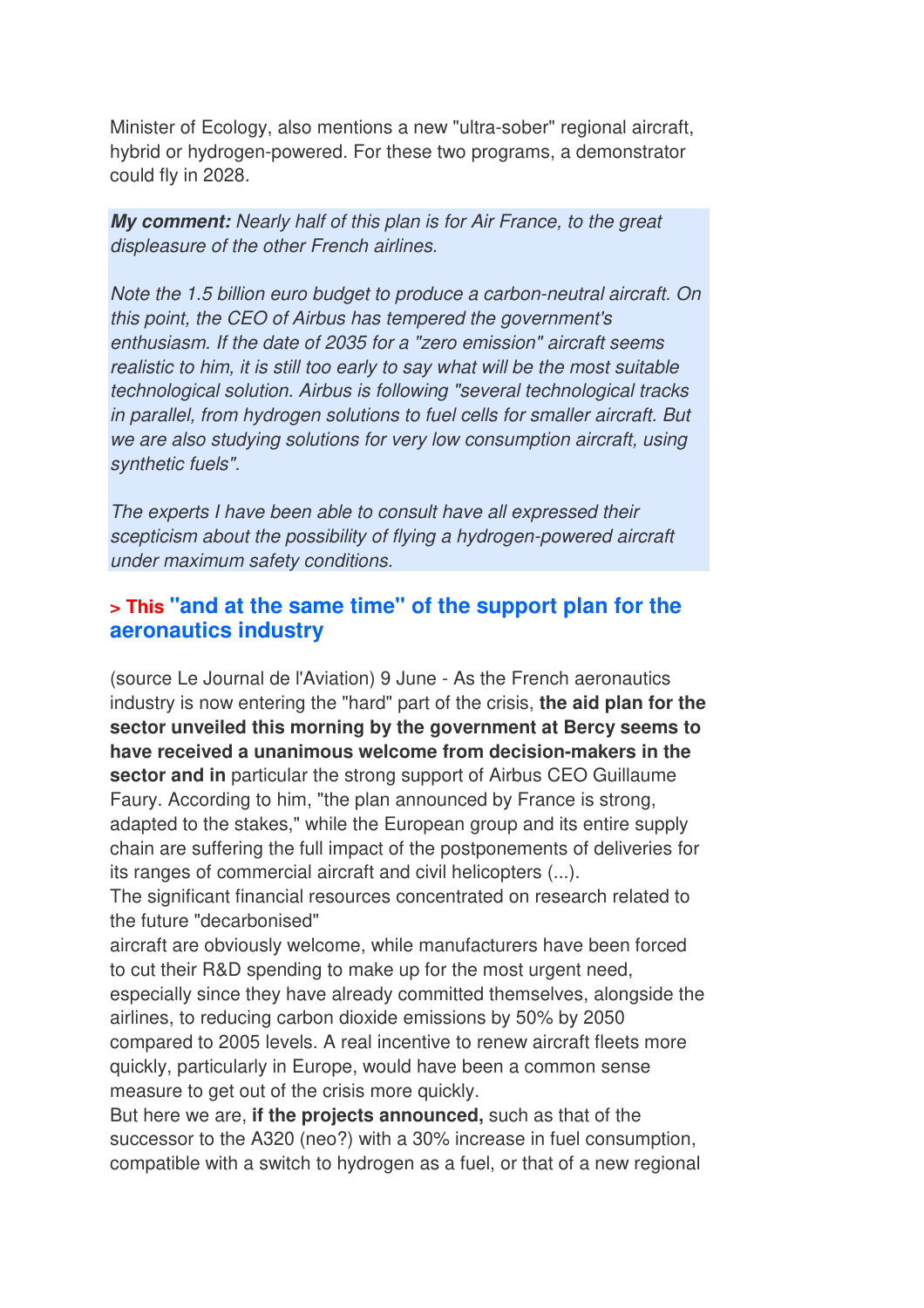Minister of Ecology, also mentions a new "ultra-sober" regional aircraft, hybrid or hydrogen-powered. For these two programs, a demonstrator could fly in 2028.

> ***My comment:*** *Nearly half of this plan is for Air France, to the great displeasure of the other French airlines.*
>
> *Note the 1.5 billion euro budget to produce a carbon-neutral aircraft. On this point, the CEO of Airbus has tempered the government's enthusiasm. If the date of 2035 for a "zero emission" aircraft seems realistic to him, it is still too early to say what will be the most suitable technological solution. Airbus is following "several technological tracks in parallel, from hydrogen solutions to fuel cells for smaller aircraft. But we are also studying solutions for very low consumption aircraft, using synthetic fuels".*
>
> *The experts I have been able to consult have all expressed their scepticism about the possibility of flying a hydrogen-powered aircraft under maximum safety conditions.*

### > This "and at the same time" of the support plan for the aeronautics industry

(source Le Journal de l'Aviation) 9 June - As the French aeronautics industry is now entering the "hard" part of the crisis, **the aid plan for the sector unveiled this morning by the government at Bercy seems to have received a unanimous welcome from decision-makers in the sector and in** particular the strong support of Airbus CEO Guillaume Faury. According to him, "the plan announced by France is strong, adapted to the stakes," while the European group and its entire supply chain are suffering the full impact of the postponements of deliveries for its ranges of commercial aircraft and civil helicopters (...).
The significant financial resources concentrated on research related to the future "decarbonised"
aircraft are obviously welcome, while manufacturers have been forced to cut their R&D spending to make up for the most urgent need, especially since they have already committed themselves, alongside the airlines, to reducing carbon dioxide emissions by 50% by 2050 compared to 2005 levels. A real incentive to renew aircraft fleets more quickly, particularly in Europe, would have been a common sense measure to get out of the crisis more quickly.
But here we are, **if the projects announced,** such as that of the successor to the A320 (neo?) with a 30% increase in fuel consumption, compatible with a switch to hydrogen as a fuel, or that of a new regional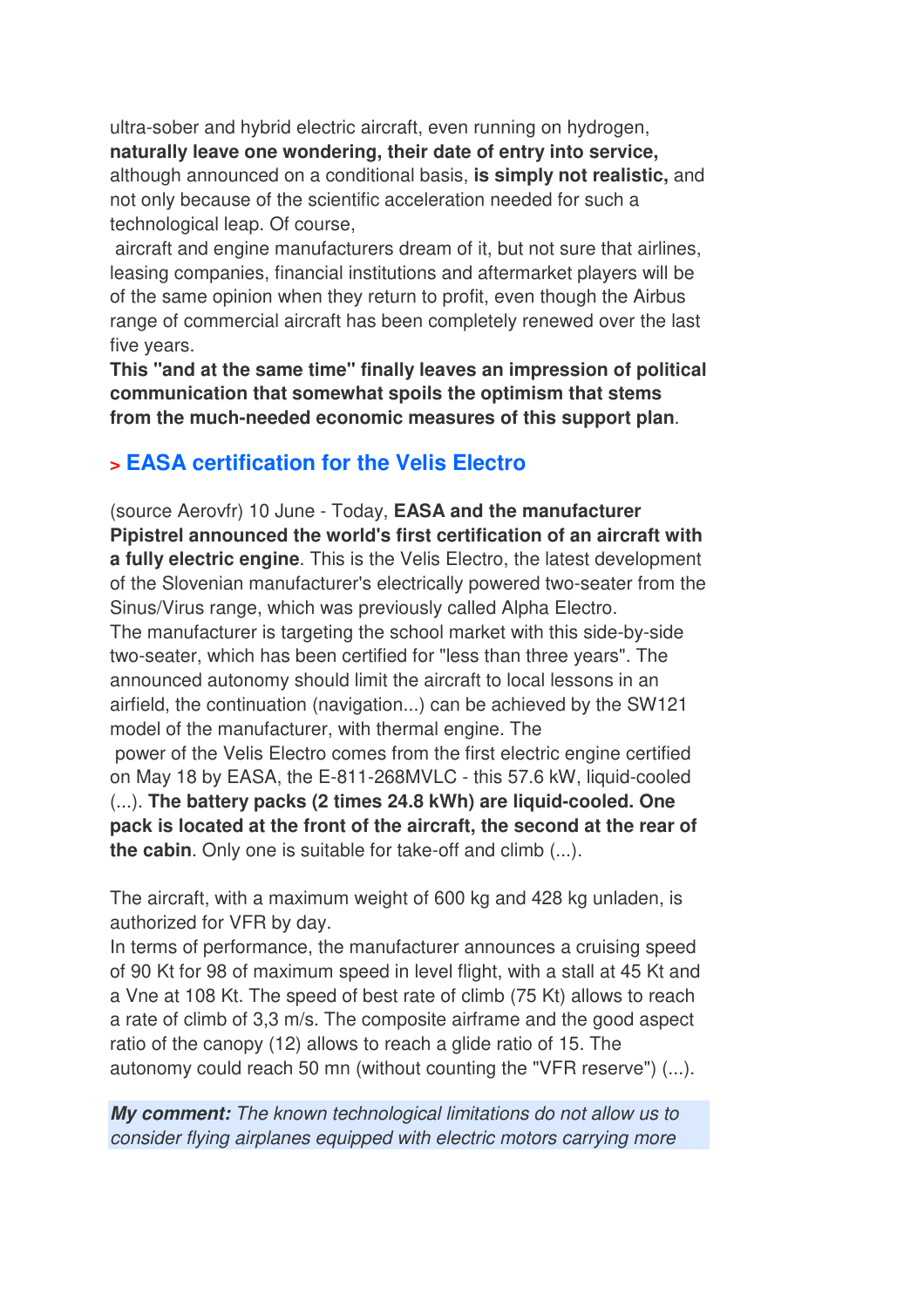ultra-sober and hybrid electric aircraft, even running on hydrogen, **naturally leave one wondering, their date of entry into service,** although announced on a conditional basis, **is simply not realistic,** and not only because of the scientific acceleration needed for such a technological leap. Of course,
aircraft and engine manufacturers dream of it, but not sure that airlines, leasing companies, financial institutions and aftermarket players will be of the same opinion when they return to profit, even though the Airbus range of commercial aircraft has been completely renewed over the last five years.
**This "and at the same time" finally leaves an impression of political communication that somewhat spoils the optimism that stems from the much-needed economic measures of this support plan**.

## > EASA certification for the Velis Electro

(source Aerovfr) 10 June - Today, **EASA and the manufacturer Pipistrel announced the world's first certification of an aircraft with a fully electric engine**. This is the Velis Electro, the latest development of the Slovenian manufacturer's electrically powered two-seater from the Sinus/Virus range, which was previously called Alpha Electro.
The manufacturer is targeting the school market with this side-by-side two-seater, which has been certified for "less than three years". The announced autonomy should limit the aircraft to local lessons in an airfield, the continuation (navigation...) can be achieved by the SW121 model of the manufacturer, with thermal engine. The
power of the Velis Electro comes from the first electric engine certified on May 18 by EASA, the E-811-268MVLC - this 57.6 kW, liquid-cooled (...). **The battery packs (2 times 24.8 kWh) are liquid-cooled. One pack is located at the front of the aircraft, the second at the rear of the cabin**. Only one is suitable for take-off and climb (...).

The aircraft, with a maximum weight of 600 kg and 428 kg unladen, is authorized for VFR by day.
In terms of performance, the manufacturer announces a cruising speed of 90 Kt for 98 of maximum speed in level flight, with a stall at 45 Kt and a Vne at 108 Kt. The speed of best rate of climb (75 Kt) allows to reach a rate of climb of 3,3 m/s. The composite airframe and the good aspect ratio of the canopy (12) allows to reach a glide ratio of 15. The autonomy could reach 50 mn (without counting the "VFR reserve") (...).

***My comment:*** *The known technological limitations do not allow us to consider flying airplanes equipped with electric motors carrying more*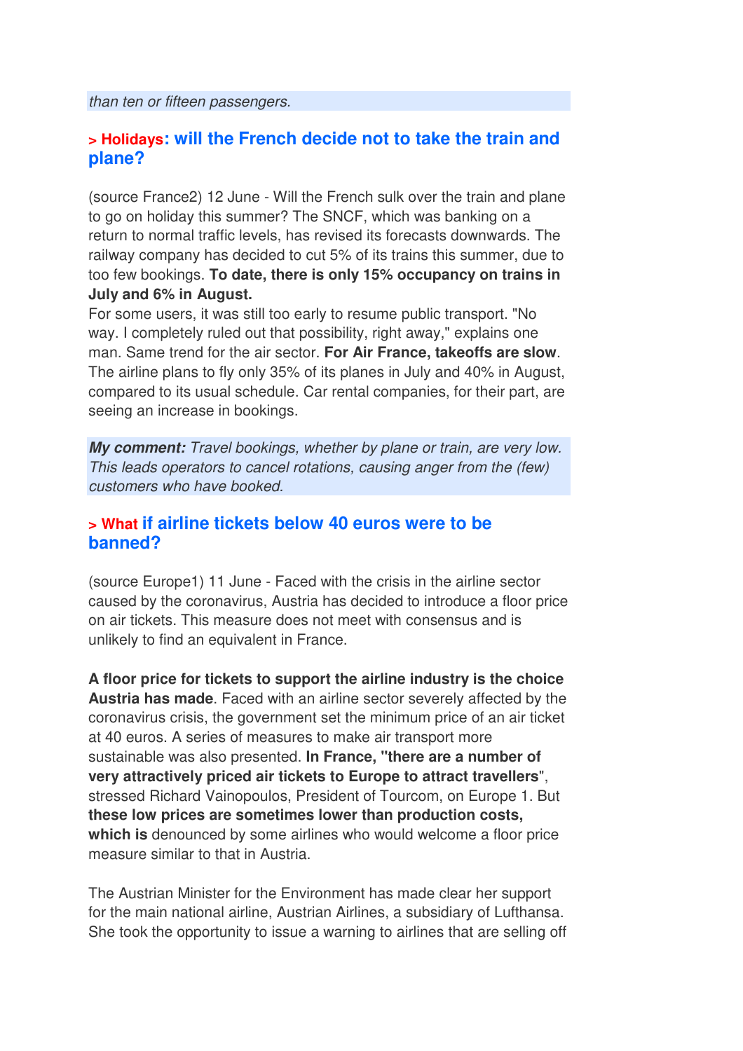*than ten or fifteen passengers.*

### > Holidays: will the French decide not to take the train and plane?

(source France2) 12 June - Will the French sulk over the train and plane to go on holiday this summer? The SNCF, which was banking on a return to normal traffic levels, has revised its forecasts downwards. The railway company has decided to cut 5% of its trains this summer, due to too few bookings. **To date, there is only 15% occupancy on trains in July and 6% in August.**
For some users, it was still too early to resume public transport. "No way. I completely ruled out that possibility, right away," explains one man. Same trend for the air sector. **For Air France, takeoffs are slow**. The airline plans to fly only 35% of its planes in July and 40% in August, compared to its usual schedule. Car rental companies, for their part, are seeing an increase in bookings.

***My comment:*** *Travel bookings, whether by plane or train, are very low. This leads operators to cancel rotations, causing anger from the (few) customers who have booked.*

### > What if airline tickets below 40 euros were to be banned?

(source Europe1) 11 June - Faced with the crisis in the airline sector caused by the coronavirus, Austria has decided to introduce a floor price on air tickets. This measure does not meet with consensus and is unlikely to find an equivalent in France.

**A floor price for tickets to support the airline industry is the choice Austria has made**. Faced with an airline sector severely affected by the coronavirus crisis, the government set the minimum price of an air ticket at 40 euros. A series of measures to make air transport more sustainable was also presented. **In France, "there are a number of very attractively priced air tickets to Europe to attract travellers**", stressed Richard Vainopoulos, President of Tourcom, on Europe 1. But **these low prices are sometimes lower than production costs, which is** denounced by some airlines who would welcome a floor price measure similar to that in Austria.

The Austrian Minister for the Environment has made clear her support for the main national airline, Austrian Airlines, a subsidiary of Lufthansa. She took the opportunity to issue a warning to airlines that are selling off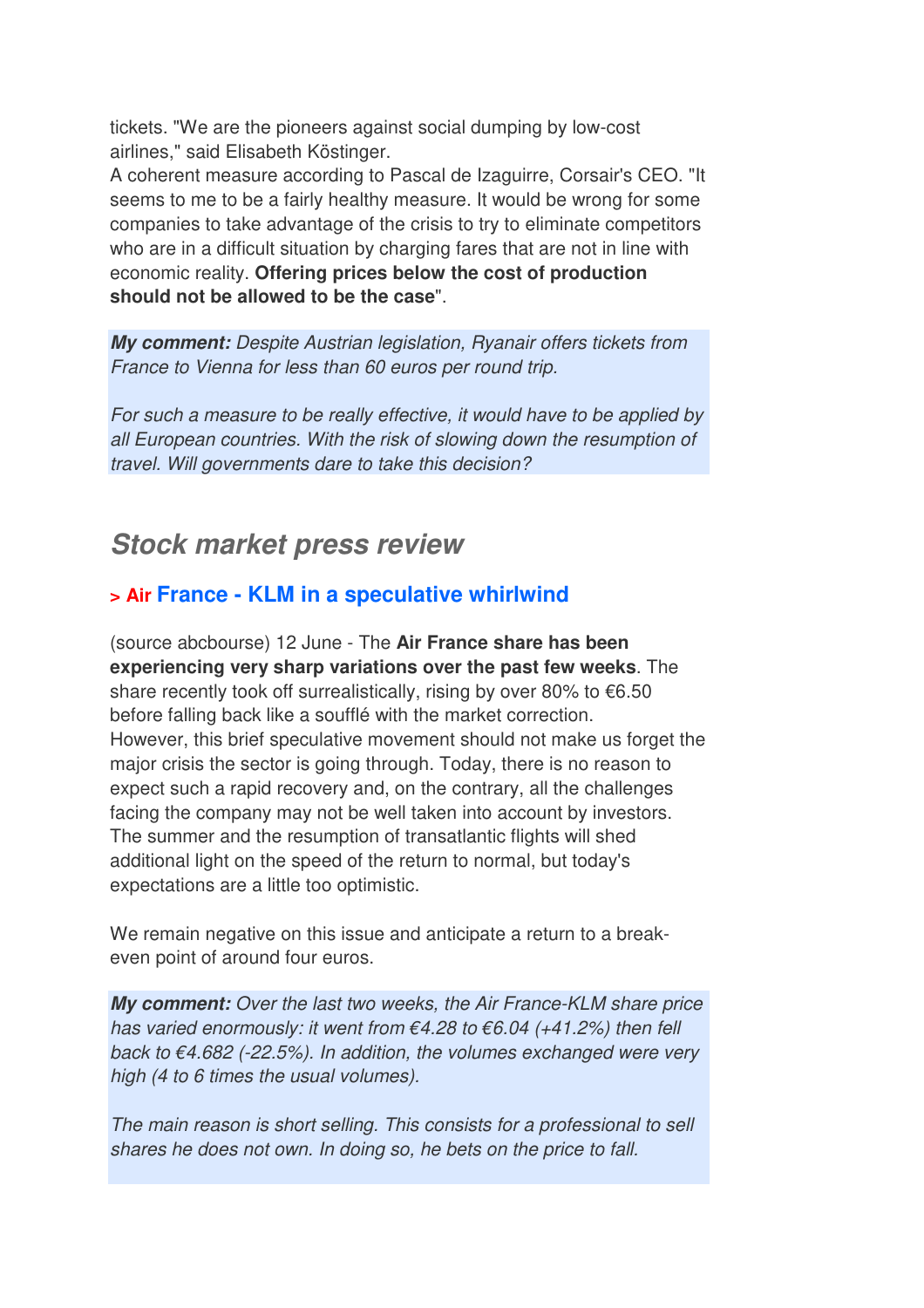tickets. "We are the pioneers against social dumping by low-cost airlines," said Elisabeth Köstinger.
A coherent measure according to Pascal de Izaguirre, Corsair's CEO. "It seems to me to be a fairly healthy measure. It would be wrong for some companies to take advantage of the crisis to try to eliminate competitors who are in a difficult situation by charging fares that are not in line with economic reality. **Offering prices below the cost of production should not be allowed to be the case**".

***My comment:*** *Despite Austrian legislation, Ryanair offers tickets from France to Vienna for less than 60 euros per round trip.*

*For such a measure to be really effective, it would have to be applied by all European countries. With the risk of slowing down the resumption of travel. Will governments dare to take this decision?*

## Stock market press review

### > Air France - KLM in a speculative whirlwind

(source abcbourse) 12 June - The **Air France share has been experiencing very sharp variations over the past few weeks**. The share recently took off surrealistically, rising by over 80% to €6.50 before falling back like a soufflé with the market correction.
However, this brief speculative movement should not make us forget the major crisis the sector is going through. Today, there is no reason to expect such a rapid recovery and, on the contrary, all the challenges facing the company may not be well taken into account by investors.
The summer and the resumption of transatlantic flights will shed additional light on the speed of the return to normal, but today's expectations are a little too optimistic.

We remain negative on this issue and anticipate a return to a break-even point of around four euros.

***My comment:*** *Over the last two weeks, the Air France-KLM share price has varied enormously: it went from €4.28 to €6.04 (+41.2%) then fell back to €4.682 (-22.5%). In addition, the volumes exchanged were very high (4 to 6 times the usual volumes).*

*The main reason is short selling. This consists for a professional to sell shares he does not own. In doing so, he bets on the price to fall.*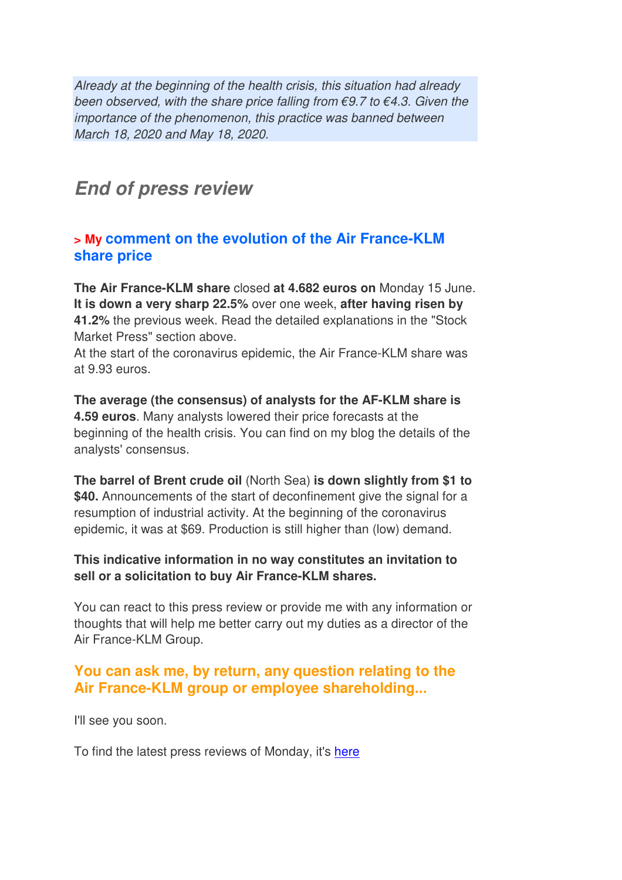*Already at the beginning of the health crisis, this situation had already been observed, with the share price falling from €9.7 to €4.3. Given the importance of the phenomenon, this practice was banned between March 18, 2020 and May 18, 2020.*

## *End of press review*

### > My comment on the evolution of the Air France-KLM share price

**The Air France-KLM share** closed **at 4.682 euros on** Monday 15 June. **It is down a very sharp 22.5%** over one week, **after having risen by 41.2%** the previous week. Read the detailed explanations in the "Stock Market Press" section above.
At the start of the coronavirus epidemic, the Air France-KLM share was at 9.93 euros.

**The average (the consensus) of analysts for the AF-KLM share is 4.59 euros**. Many analysts lowered their price forecasts at the beginning of the health crisis. You can find on my blog the details of the analysts' consensus.

**The barrel of Brent crude oil** (North Sea) **is down slightly from $1 to $40.** Announcements of the start of deconfinement give the signal for a resumption of industrial activity. At the beginning of the coronavirus epidemic, it was at $69. Production is still higher than (low) demand.

**This indicative information in no way constitutes an invitation to sell or a solicitation to buy Air France-KLM shares.**

You can react to this press review or provide me with any information or thoughts that will help me better carry out my duties as a director of the Air France-KLM Group.

### You can ask me, by return, any question relating to the Air France-KLM group or employee shareholding...

I'll see you soon.

To find the latest press reviews of Monday, it's here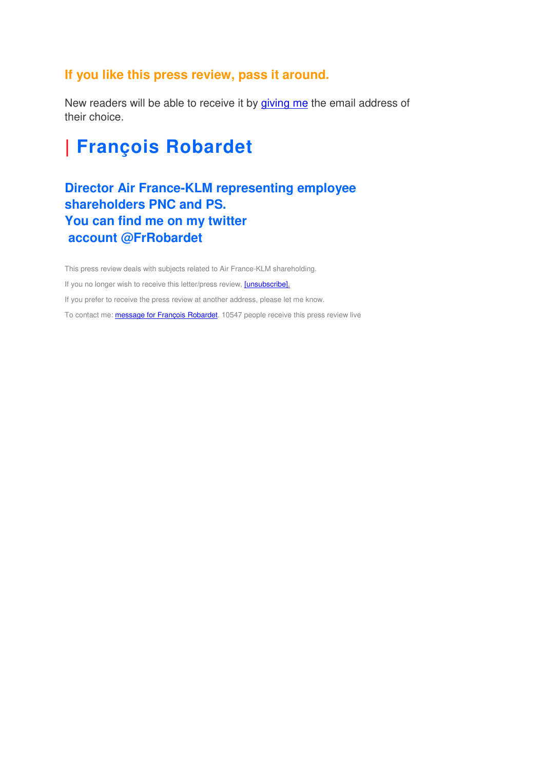**If you like this press review, pass it around.**

New readers will be able to receive it by giving me the email address of their choice.

# | François Robardet

### Director Air France-KLM representing employee shareholders PNC and PS.
### You can find me on my twitter account @FrRobardet

This press review deals with subjects related to Air France-KLM shareholding.

If you no longer wish to receive this letter/press review, [unsubscribe].

If you prefer to receive the press review at another address, please let me know.

To contact me: message for François Robardet. 10547 people receive this press review live